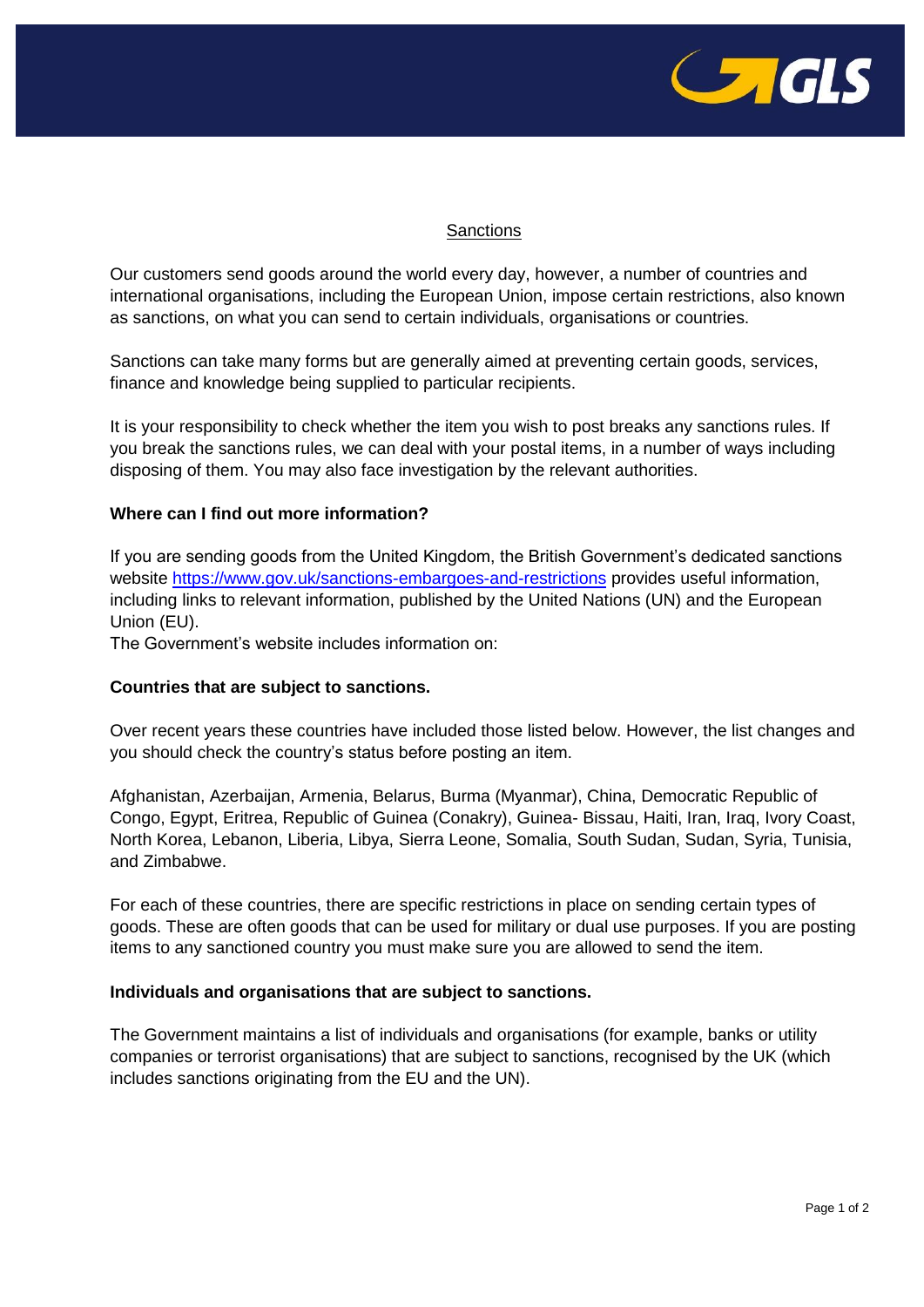# Sanctions

Our customers send goods around the world every day, however, a number of countries and international organisations, including the European Union, impose certain restrictions, also known as sanctions, on what you can send to certain individuals, organisations or countries.

Sanctions can take many forms but are generally aimed at preventing certain goods, services, finance and knowledge being supplied to particular recipients.

It is your responsibility to check whether the item you wish to post breaks any sanctions rules. If you break the sanctions rules, we can deal with your postal items, in a number of ways including disposing of them. You may also face investigation by the relevant authorities.

**Where can I find out more information?**

If you are sending goods from the United Kingdom, the British Government's dedicated sanctions website https://www.gov.uk/sanctions-embargoes-and-restrictions provides useful information, including links to relevant information, published by the United Nations (UN) and the European Union (EU).
The Government's website includes information on:

**Countries that are subject to sanctions.**

Over recent years these countries have included those listed below. However, the list changes and you should check the country's status before posting an item.

Afghanistan, Azerbaijan, Armenia, Belarus, Burma (Myanmar), China, Democratic Republic of Congo, Egypt, Eritrea, Republic of Guinea (Conakry), Guinea- Bissau, Haiti, Iran, Iraq, Ivory Coast, North Korea, Lebanon, Liberia, Libya, Sierra Leone, Somalia, South Sudan, Sudan, Syria, Tunisia, and Zimbabwe.

For each of these countries, there are specific restrictions in place on sending certain types of goods. These are often goods that can be used for military or dual use purposes. If you are posting items to any sanctioned country you must make sure you are allowed to send the item.

**Individuals and organisations that are subject to sanctions.**

The Government maintains a list of individuals and organisations (for example, banks or utility companies or terrorist organisations) that are subject to sanctions, recognised by the UK (which includes sanctions originating from the EU and the UN).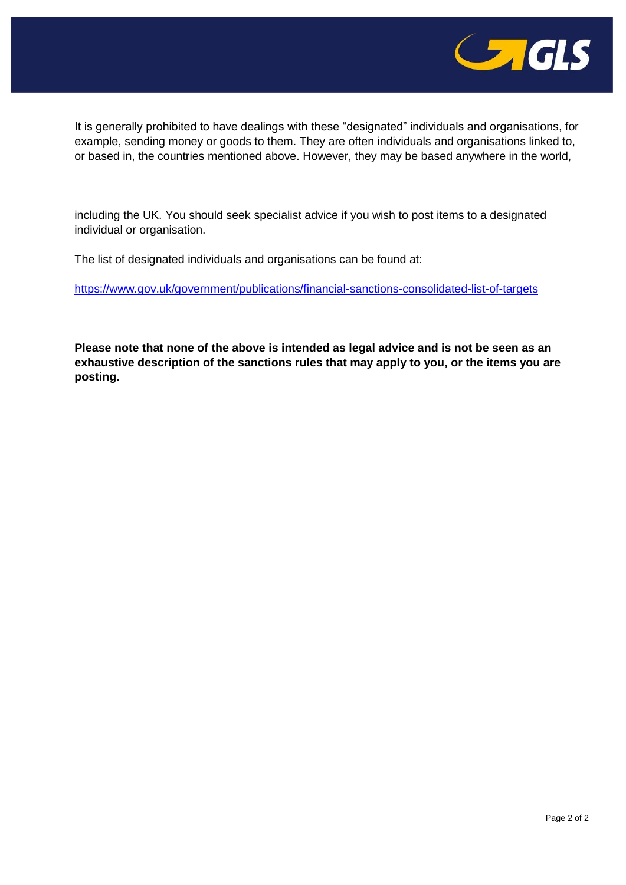It is generally prohibited to have dealings with these "designated" individuals and organisations, for example, sending money or goods to them. They are often individuals and organisations linked to, or based in, the countries mentioned above. However, they may be based anywhere in the world, including the UK. You should seek specialist advice if you wish to post items to a designated individual or organisation.

The list of designated individuals and organisations can be found at:

https://www.gov.uk/government/publications/financial-sanctions-consolidated-list-of-targets

**Please note that none of the above is intended as legal advice and is not be seen as an exhaustive description of the sanctions rules that may apply to you, or the items you are posting.**